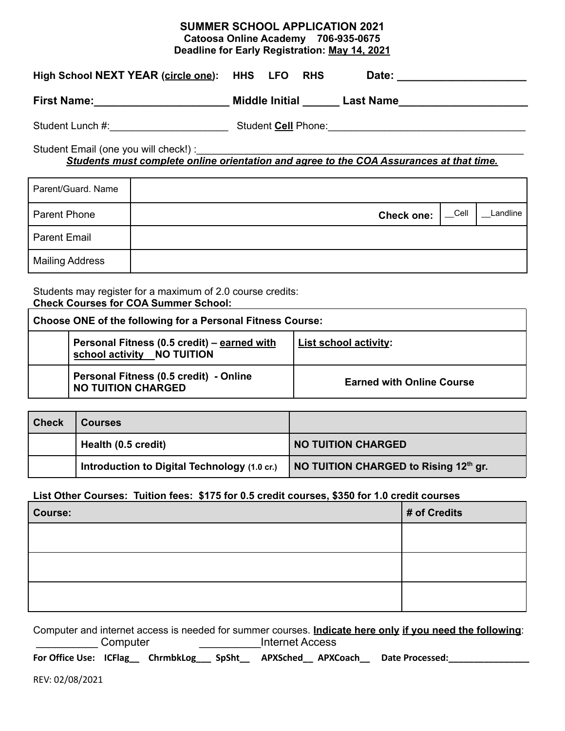# SUMMER SCHOOL APPLICATION 2021

**Catoosa Online Academy 706-935-0675**

**Deadline for Early Registration: May 14, 2021**

**High School NEXT YEAR (circle one): HHS LFO RHS Date: ____________________**

**First Name:____________________ Middle Initial ______ Last Name____________________**

Student Lunch #:____________________ Student **Cell** Phone:__________________________________

Student Email (one you will check!) :__________________________________________________________

***Students must complete online orientation and agree to the COA Assurances at that time.***

| Parent/Guard. Name | | | |
|---|---|---|---|
| Parent Phone | **Check one:** | __Cell | __Landline |
| Parent Email | | | |
| Mailing Address | | | |

Students may register for a maximum of 2.0 course credits:

**Check Courses for COA Summer School:**

| **Choose ONE of the following for a Personal Fitness Course:** | | |
|---|---|---|
| | **Personal Fitness (0.5 credit) – earned with school activity NO TUITION** | **List school activity:** |
| | **Personal Fitness (0.5 credit) - Online NO TUITION CHARGED** | **Earned with Online Course** |

| Check | Courses | |
|---|---|---|
| | **Health (0.5 credit)** | **NO TUITION CHARGED** |
| | **Introduction to Digital Technology (1.0 cr.)** | **NO TUITION CHARGED to Rising 12th gr.** |

**List Other Courses: Tuition fees: $175 for 0.5 credit courses, $350 for 1.0 credit courses**

| Course: | # of Credits |
|---|---|
| | |
| | |
| | |

Computer and internet access is needed for summer courses. **Indicate here only if you need the following**:

__________ Computer __________Internet Access

**For Office Use: ICFlag__ ChrmbkLog___ SpSht__ APXSched__ APXCoach__ Date Processed:_______________**

REV: 02/08/2021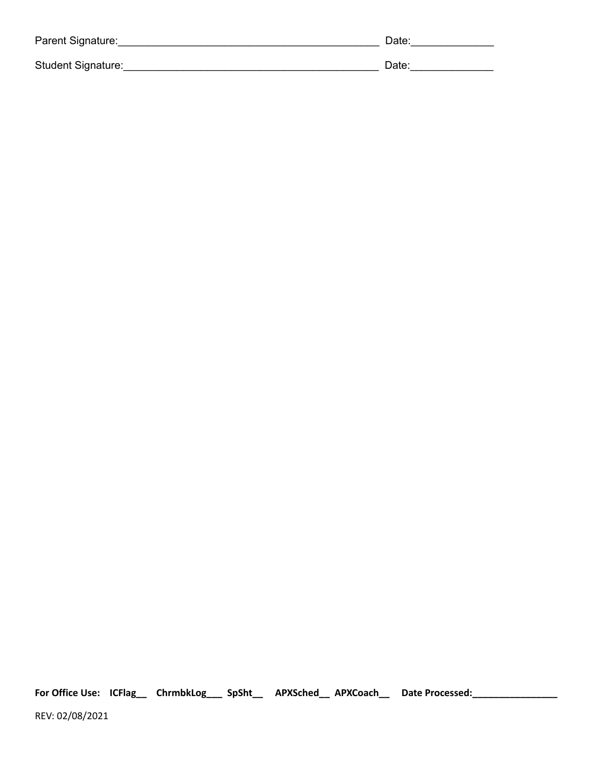Parent Signature:____________________________________________ Date:______________

Student Signature:___________________________________________ Date:______________

**For Office Use: ICFlag__ ChrmbkLog___ SpSht__ APXSched__ APXCoach__ Date Processed:________________**

REV: 02/08/2021